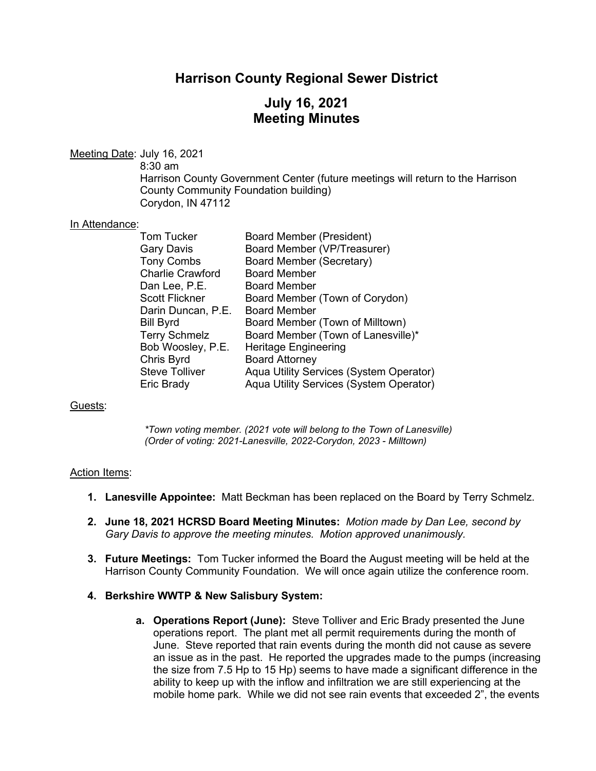# Harrison County Regional Sewer District

## July 16, 2021
## Meeting Minutes

Meeting Date: July 16, 2021
8:30 am
Harrison County Government Center (future meetings will return to the Harrison County Community Foundation building)
Corydon, IN 47112

In Attendance:

| | |
|---|---|
| Tom Tucker | Board Member (President) |
| Gary Davis | Board Member (VP/Treasurer) |
| Tony Combs | Board Member (Secretary) |
| Charlie Crawford | Board Member |
| Dan Lee, P.E. | Board Member |
| Scott Flickner | Board Member (Town of Corydon) |
| Darin Duncan, P.E. | Board Member |
| Bill Byrd | Board Member (Town of Milltown) |
| Terry Schmelz | Board Member (Town of Lanesville)* |
| Bob Woosley, P.E. | Heritage Engineering |
| Chris Byrd | Board Attorney |
| Steve Tolliver | Aqua Utility Services (System Operator) |
| Eric Brady | Aqua Utility Services (System Operator) |

Guests:

*\*Town voting member. (2021 vote will belong to the Town of Lanesville)*
*(Order of voting: 2021-Lanesville, 2022-Corydon, 2023 - Milltown)*

Action Items:

1. **Lanesville Appointee:** Matt Beckman has been replaced on the Board by Terry Schmelz.

2. **June 18, 2021 HCRSD Board Meeting Minutes:** *Motion made by Dan Lee, second by Gary Davis to approve the meeting minutes. Motion approved unanimously.*

3. **Future Meetings:** Tom Tucker informed the Board the August meeting will be held at the Harrison County Community Foundation. We will once again utilize the conference room.

4. **Berkshire WWTP & New Salisbury System:**

   a. **Operations Report (June):** Steve Tolliver and Eric Brady presented the June operations report. The plant met all permit requirements during the month of June. Steve reported that rain events during the month did not cause as severe an issue as in the past. He reported the upgrades made to the pumps (increasing the size from 7.5 Hp to 15 Hp) seems to have made a significant difference in the ability to keep up with the inflow and infiltration we are still experiencing at the mobile home park. While we did not see rain events that exceeded 2", the events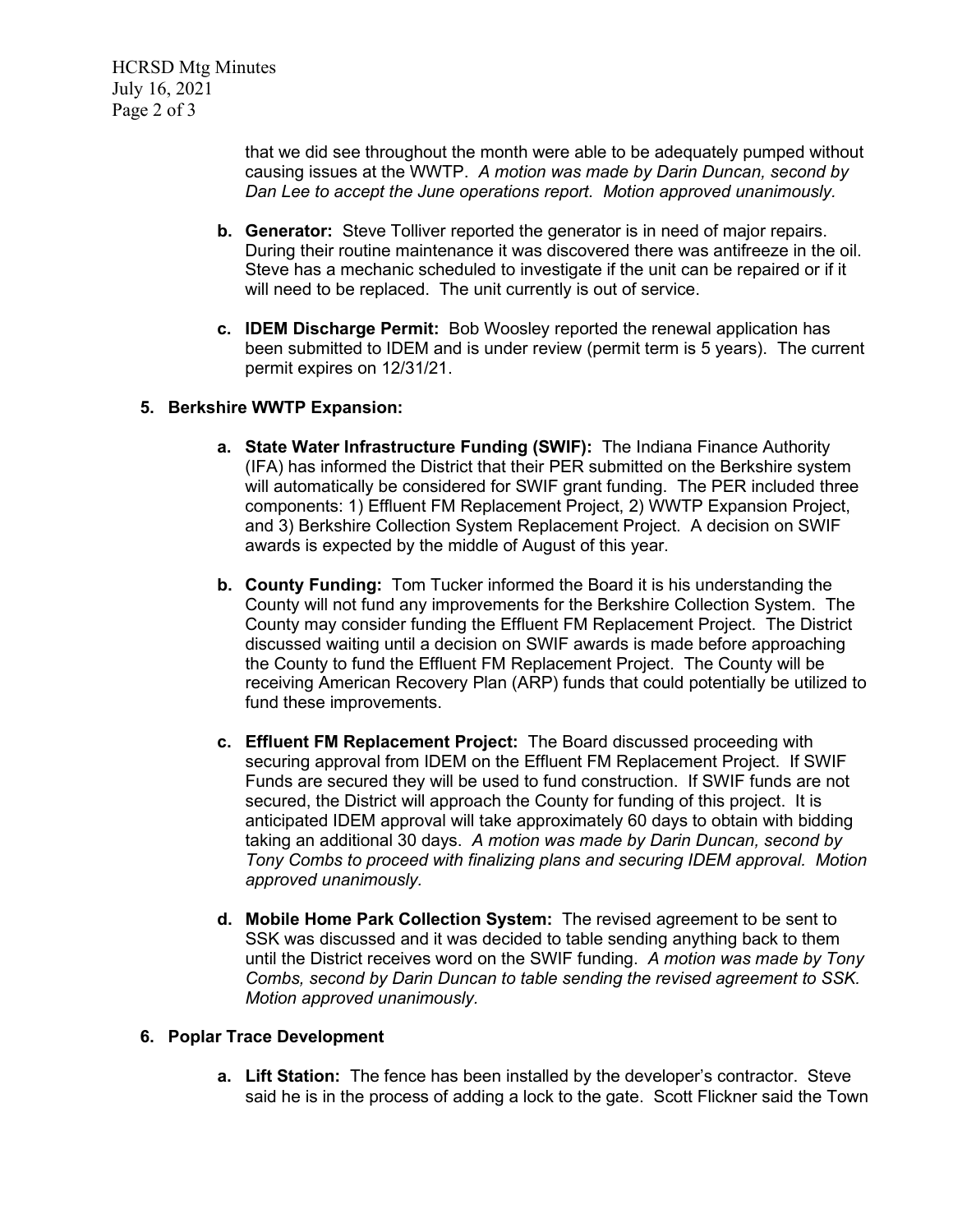that we did see throughout the month were able to be adequately pumped without causing issues at the WWTP. *A motion was made by Darin Duncan, second by Dan Lee to accept the June operations report. Motion approved unanimously.*

- **b. Generator:** Steve Tolliver reported the generator is in need of major repairs. During their routine maintenance it was discovered there was antifreeze in the oil. Steve has a mechanic scheduled to investigate if the unit can be repaired or if it will need to be replaced. The unit currently is out of service.

- **c. IDEM Discharge Permit:** Bob Woosley reported the renewal application has been submitted to IDEM and is under review (permit term is 5 years). The current permit expires on 12/31/21.

**5. Berkshire WWTP Expansion:**

- **a. State Water Infrastructure Funding (SWIF):** The Indiana Finance Authority (IFA) has informed the District that their PER submitted on the Berkshire system will automatically be considered for SWIF grant funding. The PER included three components: 1) Effluent FM Replacement Project, 2) WWTP Expansion Project, and 3) Berkshire Collection System Replacement Project. A decision on SWIF awards is expected by the middle of August of this year.

- **b. County Funding:** Tom Tucker informed the Board it is his understanding the County will not fund any improvements for the Berkshire Collection System. The County may consider funding the Effluent FM Replacement Project. The District discussed waiting until a decision on SWIF awards is made before approaching the County to fund the Effluent FM Replacement Project. The County will be receiving American Recovery Plan (ARP) funds that could potentially be utilized to fund these improvements.

- **c. Effluent FM Replacement Project:** The Board discussed proceeding with securing approval from IDEM on the Effluent FM Replacement Project. If SWIF Funds are secured they will be used to fund construction. If SWIF funds are not secured, the District will approach the County for funding of this project. It is anticipated IDEM approval will take approximately 60 days to obtain with bidding taking an additional 30 days. *A motion was made by Darin Duncan, second by Tony Combs to proceed with finalizing plans and securing IDEM approval. Motion approved unanimously.*

- **d. Mobile Home Park Collection System:** The revised agreement to be sent to SSK was discussed and it was decided to table sending anything back to them until the District receives word on the SWIF funding. *A motion was made by Tony Combs, second by Darin Duncan to table sending the revised agreement to SSK. Motion approved unanimously.*

**6. Poplar Trace Development**

- **a. Lift Station:** The fence has been installed by the developer's contractor. Steve said he is in the process of adding a lock to the gate. Scott Flickner said the Town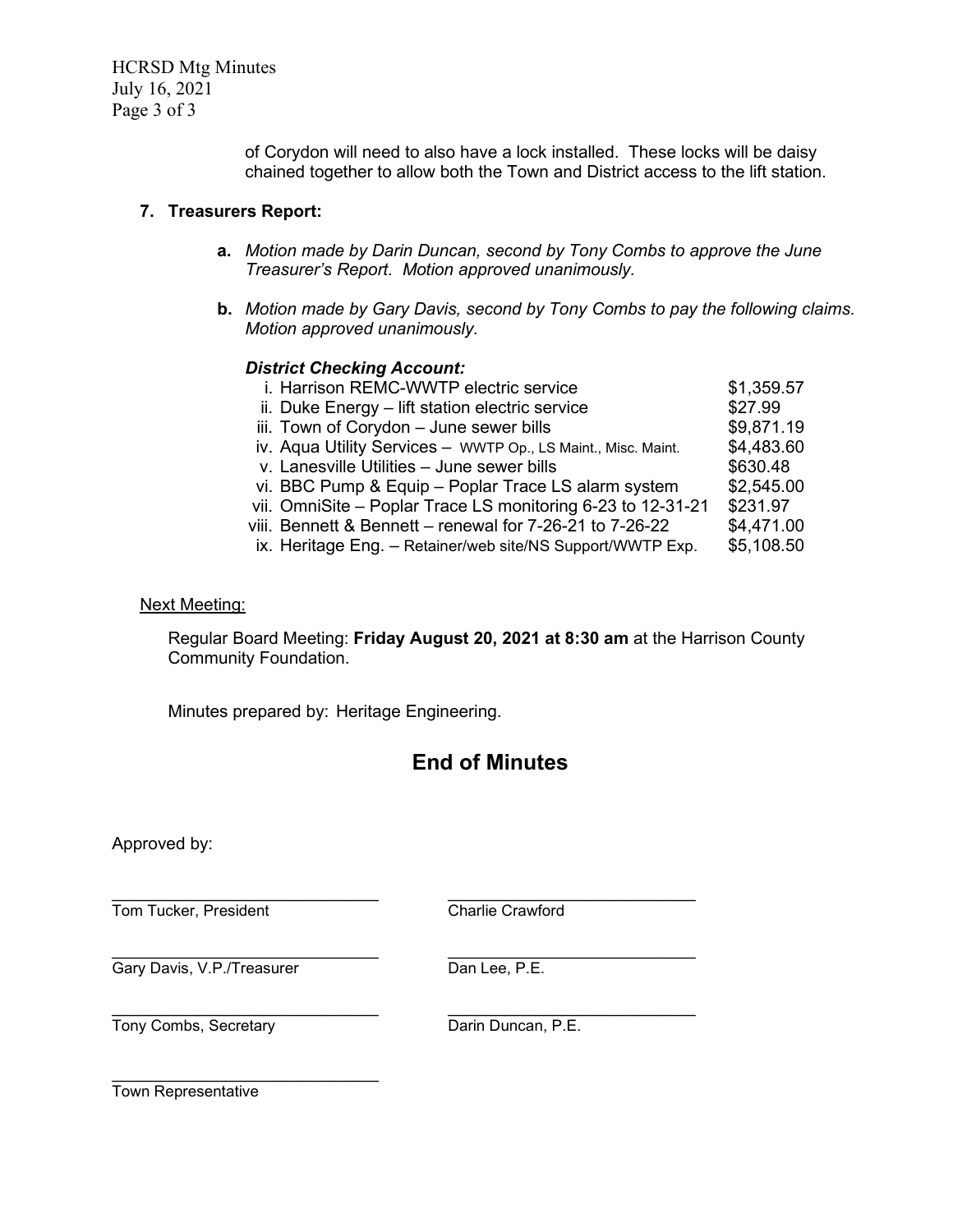of Corydon will need to also have a lock installed. These locks will be daisy chained together to allow both the Town and District access to the lift station.

**7. Treasurers Report:**

**a.** *Motion made by Darin Duncan, second by Tony Combs to approve the June Treasurer's Report. Motion approved unanimously.*

**b.** *Motion made by Gary Davis, second by Tony Combs to pay the following claims. Motion approved unanimously.*

***District Checking Account:***

| | |
|---|---|
| i. Harrison REMC-WWTP electric service | $1,359.57 |
| ii. Duke Energy – lift station electric service | $27.99 |
| iii. Town of Corydon – June sewer bills | $9,871.19 |
| iv. Aqua Utility Services – WWTP Op., LS Maint., Misc. Maint. | $4,483.60 |
| v. Lanesville Utilities – June sewer bills | $630.48 |
| vi. BBC Pump & Equip – Poplar Trace LS alarm system | $2,545.00 |
| vii. OmniSite – Poplar Trace LS monitoring 6-23 to 12-31-21 | $231.97 |
| viii. Bennett & Bennett – renewal for 7-26-21 to 7-26-22 | $4,471.00 |
| ix. Heritage Eng. – Retainer/web site/NS Support/WWTP Exp. | $5,108.50 |

Next Meeting:

Regular Board Meeting: **Friday August 20, 2021 at 8:30 am** at the Harrison County Community Foundation.

Minutes prepared by: Heritage Engineering.

## End of Minutes

Approved by:

| | |
|---|---|
| ____________________________ | ____________________________ |
| Tom Tucker, President | Charlie Crawford |
| ____________________________ | ____________________________ |
| Gary Davis, V.P./Treasurer | Dan Lee, P.E. |
| ____________________________ | ____________________________ |
| Tony Combs, Secretary | Darin Duncan, P.E. |
| ____________________________ | |
| Town Representative | |